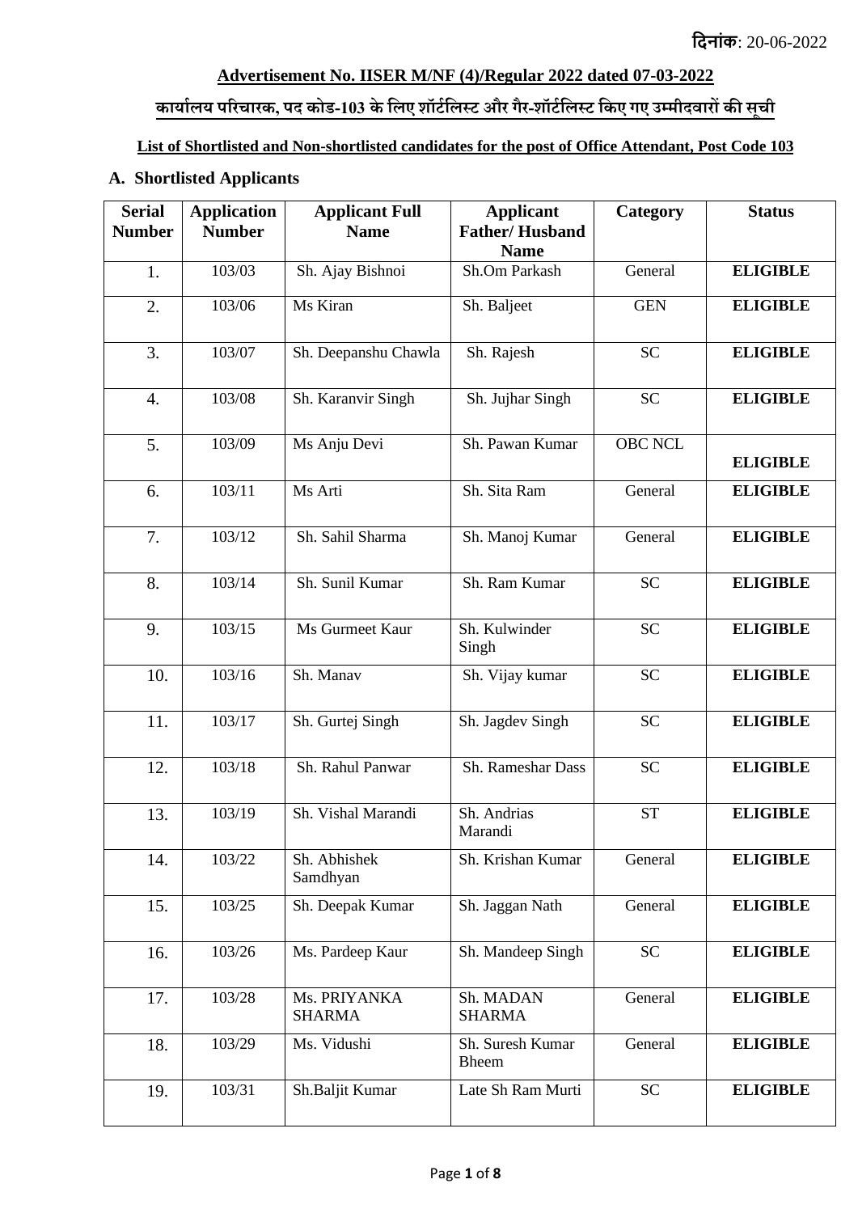दिनांक: 20-06-2022

**Advertisement No. IISER M/NF (4)/Regular 2022 dated 07-03-2022**

**कार्यालय परिचारक, पद कोड-103 के लिए शॉर्टलिस्ट और गैर-शॉर्टलिस्ट किए गए उम्मीदवारों की सूची**

**List of Shortlisted and Non-shortlisted candidates for the post of Office Attendant, Post Code 103**

## A. Shortlisted Applicants

| Serial Number | Application Number | Applicant Full Name | Applicant Father/ Husband Name | Category | Status |
|---|---|---|---|---|---|
| 1. | 103/03 | Sh. Ajay Bishnoi | Sh.Om Parkash | General | **ELIGIBLE** |
| 2. | 103/06 | Ms Kiran | Sh. Baljeet | GEN | **ELIGIBLE** |
| 3. | 103/07 | Sh. Deepanshu Chawla | Sh. Rajesh | SC | **ELIGIBLE** |
| 4. | 103/08 | Sh. Karanvir Singh | Sh. Jujhar Singh | SC | **ELIGIBLE** |
| 5. | 103/09 | Ms Anju Devi | Sh. Pawan Kumar | OBC NCL | **ELIGIBLE** |
| 6. | 103/11 | Ms Arti | Sh. Sita Ram | General | **ELIGIBLE** |
| 7. | 103/12 | Sh. Sahil Sharma | Sh. Manoj Kumar | General | **ELIGIBLE** |
| 8. | 103/14 | Sh. Sunil Kumar | Sh. Ram Kumar | SC | **ELIGIBLE** |
| 9. | 103/15 | Ms Gurmeet Kaur | Sh. Kulwinder Singh | SC | **ELIGIBLE** |
| 10. | 103/16 | Sh. Manav | Sh. Vijay kumar | SC | **ELIGIBLE** |
| 11. | 103/17 | Sh. Gurtej Singh | Sh. Jagdev Singh | SC | **ELIGIBLE** |
| 12. | 103/18 | Sh. Rahul Panwar | Sh. Rameshar Dass | SC | **ELIGIBLE** |
| 13. | 103/19 | Sh. Vishal Marandi | Sh. Andrias Marandi | ST | **ELIGIBLE** |
| 14. | 103/22 | Sh. Abhishek Samdhyan | Sh. Krishan Kumar | General | **ELIGIBLE** |
| 15. | 103/25 | Sh. Deepak Kumar | Sh. Jaggan Nath | General | **ELIGIBLE** |
| 16. | 103/26 | Ms. Pardeep Kaur | Sh. Mandeep Singh | SC | **ELIGIBLE** |
| 17. | 103/28 | Ms. PRIYANKA SHARMA | Sh. MADAN SHARMA | General | **ELIGIBLE** |
| 18. | 103/29 | Ms. Vidushi | Sh. Suresh Kumar Bheem | General | **ELIGIBLE** |
| 19. | 103/31 | Sh.Baljit Kumar | Late Sh Ram Murti | SC | **ELIGIBLE** |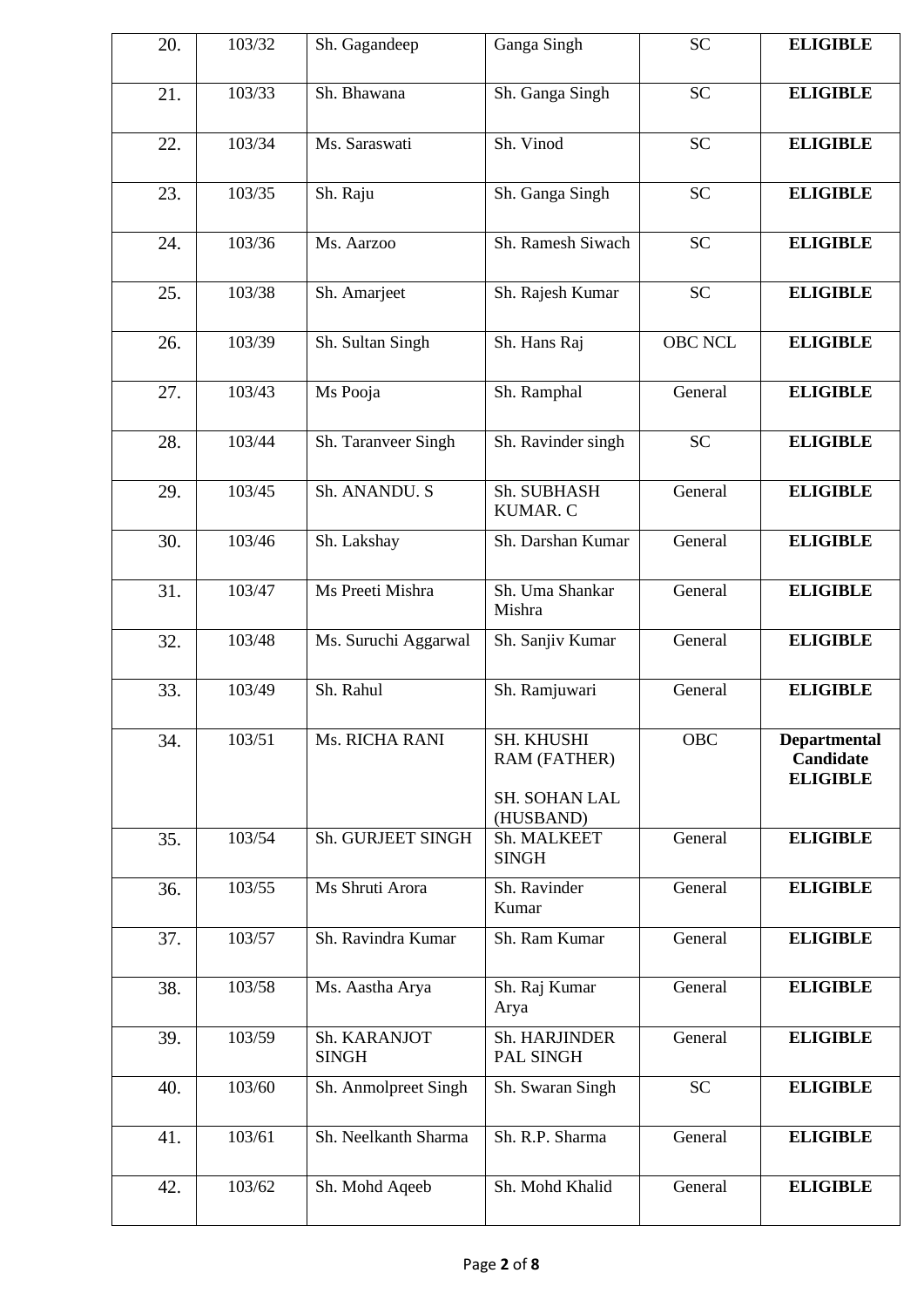| 20. | 103/32 | Sh. Gagandeep | Ganga Singh | SC | **ELIGIBLE** |
|---|---|---|---|---|---|
| 21. | 103/33 | Sh. Bhawana | Sh. Ganga Singh | SC | **ELIGIBLE** |
| 22. | 103/34 | Ms. Saraswati | Sh. Vinod | SC | **ELIGIBLE** |
| 23. | 103/35 | Sh. Raju | Sh. Ganga Singh | SC | **ELIGIBLE** |
| 24. | 103/36 | Ms. Aarzoo | Sh. Ramesh Siwach | SC | **ELIGIBLE** |
| 25. | 103/38 | Sh. Amarjeet | Sh. Rajesh Kumar | SC | **ELIGIBLE** |
| 26. | 103/39 | Sh. Sultan Singh | Sh. Hans Raj | OBC NCL | **ELIGIBLE** |
| 27. | 103/43 | Ms Pooja | Sh. Ramphal | General | **ELIGIBLE** |
| 28. | 103/44 | Sh. Taranveer Singh | Sh. Ravinder singh | SC | **ELIGIBLE** |
| 29. | 103/45 | Sh. ANANDU. S | Sh. SUBHASH KUMAR. C | General | **ELIGIBLE** |
| 30. | 103/46 | Sh. Lakshay | Sh. Darshan Kumar | General | **ELIGIBLE** |
| 31. | 103/47 | Ms Preeti Mishra | Sh. Uma Shankar Mishra | General | **ELIGIBLE** |
| 32. | 103/48 | Ms. Suruchi Aggarwal | Sh. Sanjiv Kumar | General | **ELIGIBLE** |
| 33. | 103/49 | Sh. Rahul | Sh. Ramjuwari | General | **ELIGIBLE** |
| 34. | 103/51 | Ms. RICHA RANI | SH. KHUSHI RAM (FATHER) SH. SOHAN LAL (HUSBAND) | OBC | **Departmental Candidate ELIGIBLE** |
| 35. | 103/54 | Sh. GURJEET SINGH | Sh. MALKEET SINGH | General | **ELIGIBLE** |
| 36. | 103/55 | Ms Shruti Arora | Sh. Ravinder Kumar | General | **ELIGIBLE** |
| 37. | 103/57 | Sh. Ravindra Kumar | Sh. Ram Kumar | General | **ELIGIBLE** |
| 38. | 103/58 | Ms. Aastha Arya | Sh. Raj Kumar Arya | General | **ELIGIBLE** |
| 39. | 103/59 | Sh. KARANJOT SINGH | Sh. HARJINDER PAL SINGH | General | **ELIGIBLE** |
| 40. | 103/60 | Sh. Anmolpreet Singh | Sh. Swaran Singh | SC | **ELIGIBLE** |
| 41. | 103/61 | Sh. Neelkanth Sharma | Sh. R.P. Sharma | General | **ELIGIBLE** |
| 42. | 103/62 | Sh. Mohd Aqeeb | Sh. Mohd Khalid | General | **ELIGIBLE** |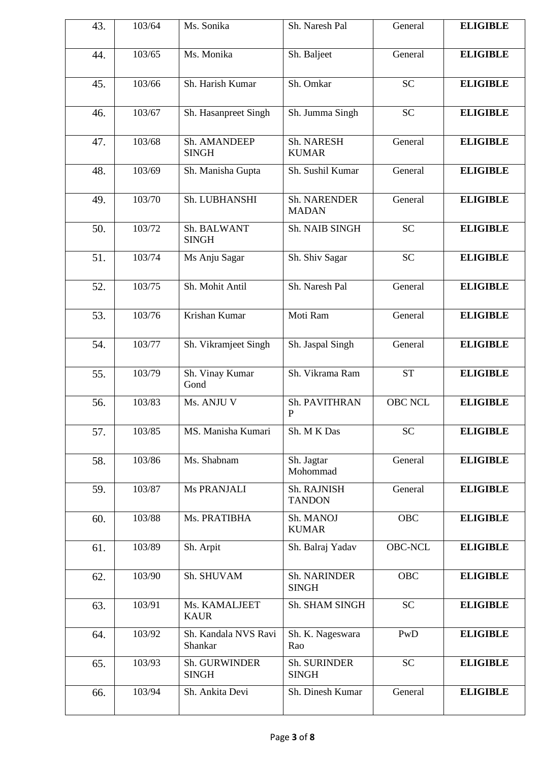| | | | | | |
|---|---|---|---|---|---|
| 43. | 103/64 | Ms. Sonika | Sh. Naresh Pal | General | **ELIGIBLE** |
| 44. | 103/65 | Ms. Monika | Sh. Baljeet | General | **ELIGIBLE** |
| 45. | 103/66 | Sh. Harish Kumar | Sh. Omkar | SC | **ELIGIBLE** |
| 46. | 103/67 | Sh. Hasanpreet Singh | Sh. Jumma Singh | SC | **ELIGIBLE** |
| 47. | 103/68 | Sh. AMANDEEP SINGH | Sh. NARESH KUMAR | General | **ELIGIBLE** |
| 48. | 103/69 | Sh. Manisha Gupta | Sh. Sushil Kumar | General | **ELIGIBLE** |
| 49. | 103/70 | Sh. LUBHANSHI | Sh. NARENDER MADAN | General | **ELIGIBLE** |
| 50. | 103/72 | Sh. BALWANT SINGH | Sh. NAIB SINGH | SC | **ELIGIBLE** |
| 51. | 103/74 | Ms Anju Sagar | Sh. Shiv Sagar | SC | **ELIGIBLE** |
| 52. | 103/75 | Sh. Mohit Antil | Sh. Naresh Pal | General | **ELIGIBLE** |
| 53. | 103/76 | Krishan Kumar | Moti Ram | General | **ELIGIBLE** |
| 54. | 103/77 | Sh. Vikramjeet Singh | Sh. Jaspal Singh | General | **ELIGIBLE** |
| 55. | 103/79 | Sh. Vinay Kumar Gond | Sh. Vikrama Ram | ST | **ELIGIBLE** |
| 56. | 103/83 | Ms. ANJU V | Sh. PAVITHRAN P | OBC NCL | **ELIGIBLE** |
| 57. | 103/85 | MS. Manisha Kumari | Sh. M K Das | SC | **ELIGIBLE** |
| 58. | 103/86 | Ms. Shabnam | Sh. Jagtar Mohommad | General | **ELIGIBLE** |
| 59. | 103/87 | Ms PRANJALI | Sh. RAJNISH TANDON | General | **ELIGIBLE** |
| 60. | 103/88 | Ms. PRATIBHA | Sh. MANOJ KUMAR | OBC | **ELIGIBLE** |
| 61. | 103/89 | Sh. Arpit | Sh. Balraj Yadav | OBC-NCL | **ELIGIBLE** |
| 62. | 103/90 | Sh. SHUVAM | Sh. NARINDER SINGH | OBC | **ELIGIBLE** |
| 63. | 103/91 | Ms. KAMALJEET KAUR | Sh. SHAM SINGH | SC | **ELIGIBLE** |
| 64. | 103/92 | Sh. Kandala NVS Ravi Shankar | Sh. K. Nageswara Rao | PwD | **ELIGIBLE** |
| 65. | 103/93 | Sh. GURWINDER SINGH | Sh. SURINDER SINGH | SC | **ELIGIBLE** |
| 66. | 103/94 | Sh. Ankita Devi | Sh. Dinesh Kumar | General | **ELIGIBLE** |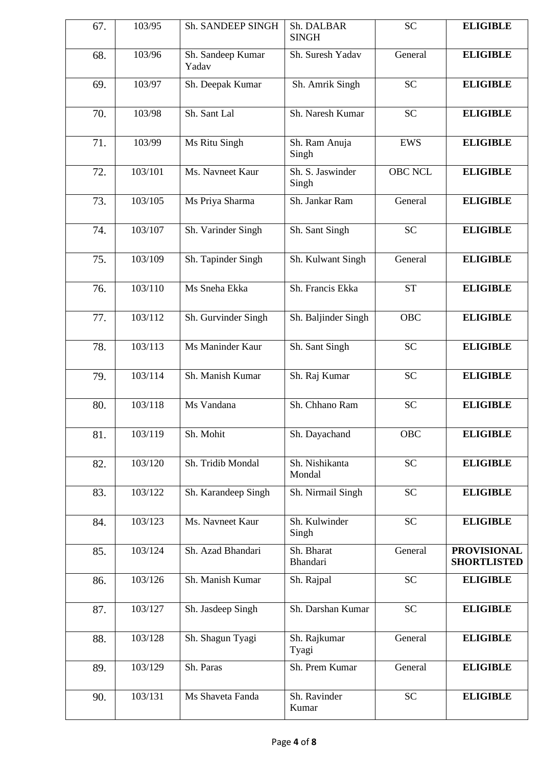| | | | | | |
|---|---|---|---|---|---|
| 67. | 103/95 | Sh. SANDEEP SINGH | Sh. DALBAR SINGH | SC | **ELIGIBLE** |
| 68. | 103/96 | Sh. Sandeep Kumar Yadav | Sh. Suresh Yadav | General | **ELIGIBLE** |
| 69. | 103/97 | Sh. Deepak Kumar | Sh. Amrik Singh | SC | **ELIGIBLE** |
| 70. | 103/98 | Sh. Sant Lal | Sh. Naresh Kumar | SC | **ELIGIBLE** |
| 71. | 103/99 | Ms Ritu Singh | Sh. Ram Anuja Singh | EWS | **ELIGIBLE** |
| 72. | 103/101 | Ms. Navneet Kaur | Sh. S. Jaswinder Singh | OBC NCL | **ELIGIBLE** |
| 73. | 103/105 | Ms Priya Sharma | Sh. Jankar Ram | General | **ELIGIBLE** |
| 74. | 103/107 | Sh. Varinder Singh | Sh. Sant Singh | SC | **ELIGIBLE** |
| 75. | 103/109 | Sh. Tapinder Singh | Sh. Kulwant Singh | General | **ELIGIBLE** |
| 76. | 103/110 | Ms Sneha Ekka | Sh. Francis Ekka | ST | **ELIGIBLE** |
| 77. | 103/112 | Sh. Gurvinder Singh | Sh. Baljinder Singh | OBC | **ELIGIBLE** |
| 78. | 103/113 | Ms Maninder Kaur | Sh. Sant Singh | SC | **ELIGIBLE** |
| 79. | 103/114 | Sh. Manish Kumar | Sh. Raj Kumar | SC | **ELIGIBLE** |
| 80. | 103/118 | Ms Vandana | Sh. Chhano Ram | SC | **ELIGIBLE** |
| 81. | 103/119 | Sh. Mohit | Sh. Dayachand | OBC | **ELIGIBLE** |
| 82. | 103/120 | Sh. Tridib Mondal | Sh. Nishikanta Mondal | SC | **ELIGIBLE** |
| 83. | 103/122 | Sh. Karandeep Singh | Sh. Nirmail Singh | SC | **ELIGIBLE** |
| 84. | 103/123 | Ms. Navneet Kaur | Sh. Kulwinder Singh | SC | **ELIGIBLE** |
| 85. | 103/124 | Sh. Azad Bhandari | Sh. Bharat Bhandari | General | **PROVISIONAL SHORTLISTED** |
| 86. | 103/126 | Sh. Manish Kumar | Sh. Rajpal | SC | **ELIGIBLE** |
| 87. | 103/127 | Sh. Jasdeep Singh | Sh. Darshan Kumar | SC | **ELIGIBLE** |
| 88. | 103/128 | Sh. Shagun Tyagi | Sh. Rajkumar Tyagi | General | **ELIGIBLE** |
| 89. | 103/129 | Sh. Paras | Sh. Prem Kumar | General | **ELIGIBLE** |
| 90. | 103/131 | Ms Shaveta Fanda | Sh. Ravinder Kumar | SC | **ELIGIBLE** |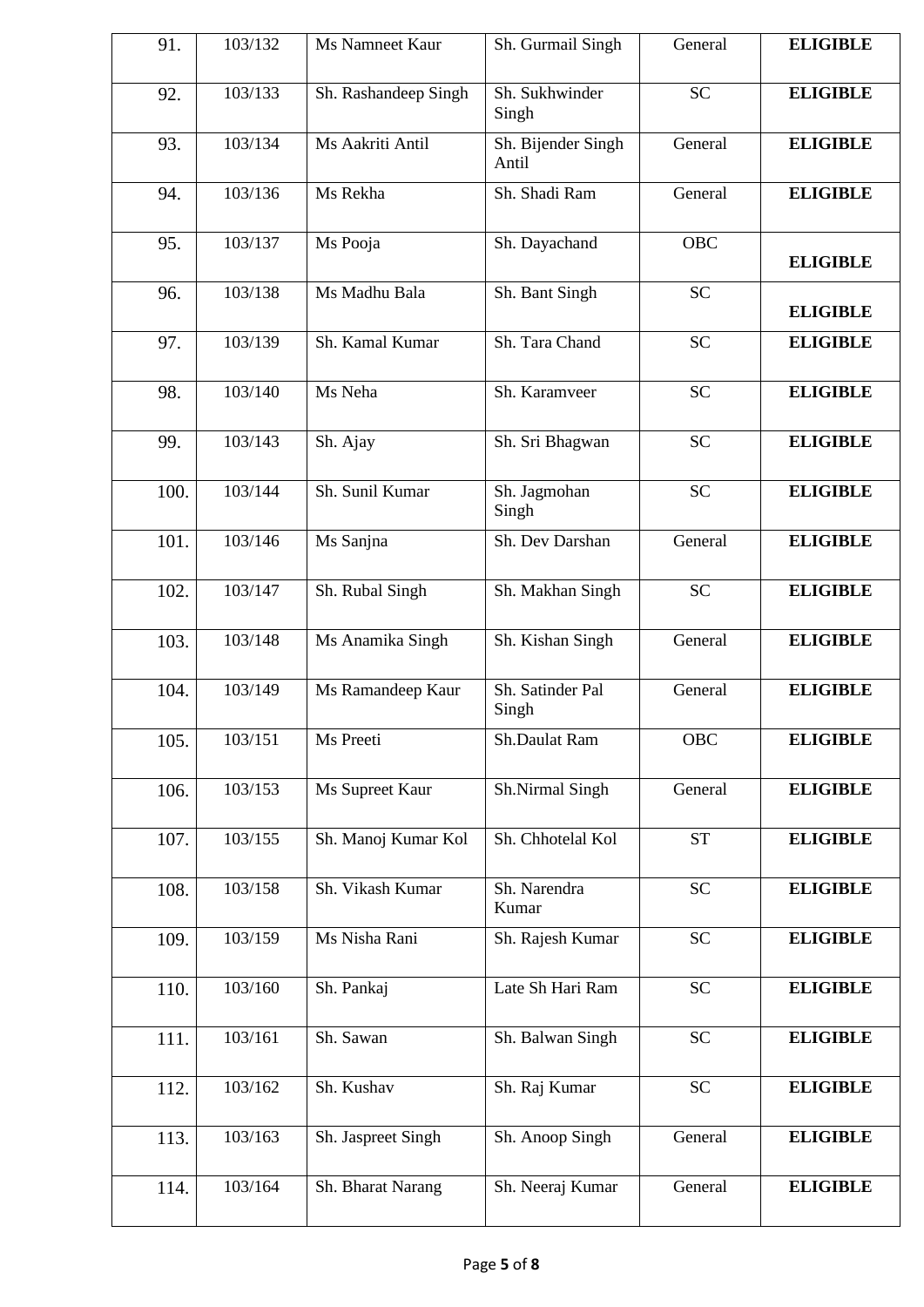| 91. | 103/132 | Ms Namneet Kaur | Sh. Gurmail Singh | General | **ELIGIBLE** |
|---|---|---|---|---|---|
| 92. | 103/133 | Sh. Rashandeep Singh | Sh. Sukhwinder Singh | SC | **ELIGIBLE** |
| 93. | 103/134 | Ms Aakriti Antil | Sh. Bijender Singh Antil | General | **ELIGIBLE** |
| 94. | 103/136 | Ms Rekha | Sh. Shadi Ram | General | **ELIGIBLE** |
| 95. | 103/137 | Ms Pooja | Sh. Dayachand | OBC | **ELIGIBLE** |
| 96. | 103/138 | Ms Madhu Bala | Sh. Bant Singh | SC | **ELIGIBLE** |
| 97. | 103/139 | Sh. Kamal Kumar | Sh. Tara Chand | SC | **ELIGIBLE** |
| 98. | 103/140 | Ms Neha | Sh. Karamveer | SC | **ELIGIBLE** |
| 99. | 103/143 | Sh. Ajay | Sh. Sri Bhagwan | SC | **ELIGIBLE** |
| 100. | 103/144 | Sh. Sunil Kumar | Sh. Jagmohan Singh | SC | **ELIGIBLE** |
| 101. | 103/146 | Ms Sanjna | Sh. Dev Darshan | General | **ELIGIBLE** |
| 102. | 103/147 | Sh. Rubal Singh | Sh. Makhan Singh | SC | **ELIGIBLE** |
| 103. | 103/148 | Ms Anamika Singh | Sh. Kishan Singh | General | **ELIGIBLE** |
| 104. | 103/149 | Ms Ramandeep Kaur | Sh. Satinder Pal Singh | General | **ELIGIBLE** |
| 105. | 103/151 | Ms Preeti | Sh.Daulat Ram | OBC | **ELIGIBLE** |
| 106. | 103/153 | Ms Supreet Kaur | Sh.Nirmal Singh | General | **ELIGIBLE** |
| 107. | 103/155 | Sh. Manoj Kumar Kol | Sh. Chhotelal Kol | ST | **ELIGIBLE** |
| 108. | 103/158 | Sh. Vikash Kumar | Sh. Narendra Kumar | SC | **ELIGIBLE** |
| 109. | 103/159 | Ms Nisha Rani | Sh. Rajesh Kumar | SC | **ELIGIBLE** |
| 110. | 103/160 | Sh. Pankaj | Late Sh Hari Ram | SC | **ELIGIBLE** |
| 111. | 103/161 | Sh. Sawan | Sh. Balwan Singh | SC | **ELIGIBLE** |
| 112. | 103/162 | Sh. Kushav | Sh. Raj Kumar | SC | **ELIGIBLE** |
| 113. | 103/163 | Sh. Jaspreet Singh | Sh. Anoop Singh | General | **ELIGIBLE** |
| 114. | 103/164 | Sh. Bharat Narang | Sh. Neeraj Kumar | General | **ELIGIBLE** |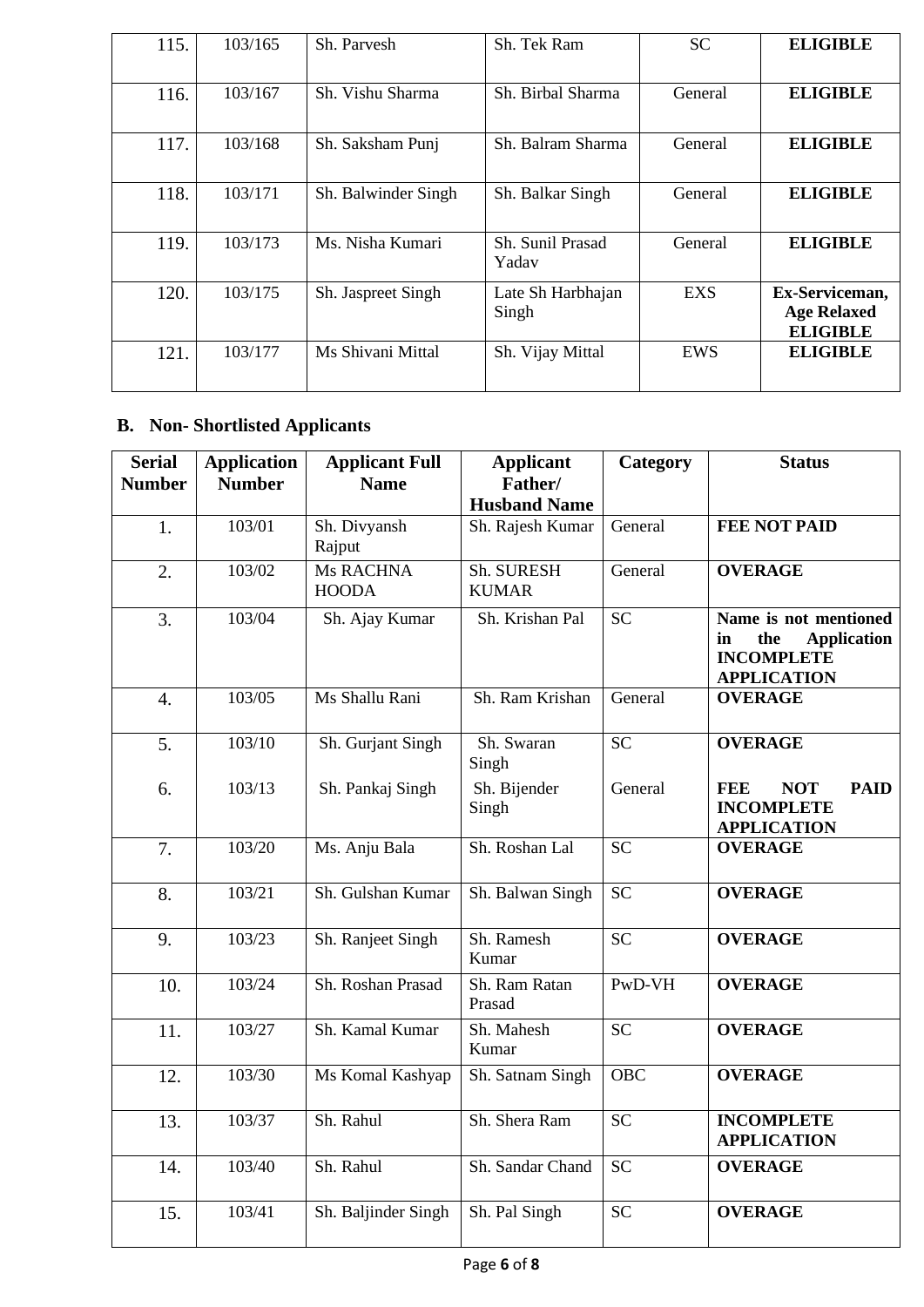| 115. | 103/165 | Sh. Parvesh | Sh. Tek Ram | SC | **ELIGIBLE** |
|---|---|---|---|---|---|
| 116. | 103/167 | Sh. Vishu Sharma | Sh. Birbal Sharma | General | **ELIGIBLE** |
| 117. | 103/168 | Sh. Saksham Punj | Sh. Balram Sharma | General | **ELIGIBLE** |
| 118. | 103/171 | Sh. Balwinder Singh | Sh. Balkar Singh | General | **ELIGIBLE** |
| 119. | 103/173 | Ms. Nisha Kumari | Sh. Sunil Prasad Yadav | General | **ELIGIBLE** |
| 120. | 103/175 | Sh. Jaspreet Singh | Late Sh Harbhajan Singh | EXS | **Ex-Serviceman, Age Relaxed ELIGIBLE** |
| 121. | 103/177 | Ms Shivani Mittal | Sh. Vijay Mittal | EWS | **ELIGIBLE** |

## B. Non- Shortlisted Applicants

| Serial Number | Application Number | Applicant Full Name | Applicant Father/ Husband Name | Category | Status |
|---|---|---|---|---|---|
| 1. | 103/01 | Sh. Divyansh Rajput | Sh. Rajesh Kumar | General | **FEE NOT PAID** |
| 2. | 103/02 | Ms RACHNA HOODA | Sh. SURESH KUMAR | General | **OVERAGE** |
| 3. | 103/04 | Sh. Ajay Kumar | Sh. Krishan Pal | SC | **Name is not mentioned in the Application INCOMPLETE APPLICATION** |
| 4. | 103/05 | Ms Shallu Rani | Sh. Ram Krishan | General | **OVERAGE** |
| 5. | 103/10 | Sh. Gurjant Singh | Sh. Swaran Singh | SC | **OVERAGE** |
| 6. | 103/13 | Sh. Pankaj Singh | Sh. Bijender Singh | General | **FEE NOT PAID INCOMPLETE APPLICATION** |
| 7. | 103/20 | Ms. Anju Bala | Sh. Roshan Lal | SC | **OVERAGE** |
| 8. | 103/21 | Sh. Gulshan Kumar | Sh. Balwan Singh | SC | **OVERAGE** |
| 9. | 103/23 | Sh. Ranjeet Singh | Sh. Ramesh Kumar | SC | **OVERAGE** |
| 10. | 103/24 | Sh. Roshan Prasad | Sh. Ram Ratan Prasad | PwD-VH | **OVERAGE** |
| 11. | 103/27 | Sh. Kamal Kumar | Sh. Mahesh Kumar | SC | **OVERAGE** |
| 12. | 103/30 | Ms Komal Kashyap | Sh. Satnam Singh | OBC | **OVERAGE** |
| 13. | 103/37 | Sh. Rahul | Sh. Shera Ram | SC | **INCOMPLETE APPLICATION** |
| 14. | 103/40 | Sh. Rahul | Sh. Sandar Chand | SC | **OVERAGE** |
| 15. | 103/41 | Sh. Baljinder Singh | Sh. Pal Singh | SC | **OVERAGE** |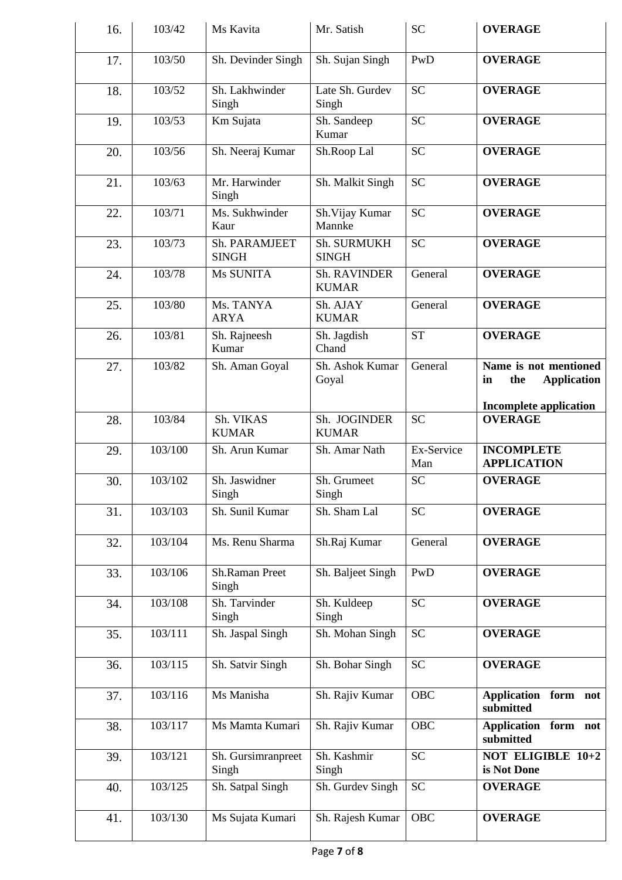| 16. | 103/42 | Ms Kavita | Mr. Satish | SC | **OVERAGE** |
|---|---|---|---|---|---|
| 17. | 103/50 | Sh. Devinder Singh | Sh. Sujan Singh | PwD | **OVERAGE** |
| 18. | 103/52 | Sh. Lakhwinder Singh | Late Sh. Gurdev Singh | SC | **OVERAGE** |
| 19. | 103/53 | Km Sujata | Sh. Sandeep Kumar | SC | **OVERAGE** |
| 20. | 103/56 | Sh. Neeraj Kumar | Sh.Roop Lal | SC | **OVERAGE** |
| 21. | 103/63 | Mr. Harwinder Singh | Sh. Malkit Singh | SC | **OVERAGE** |
| 22. | 103/71 | Ms. Sukhwinder Kaur | Sh.Vijay Kumar Mannke | SC | **OVERAGE** |
| 23. | 103/73 | Sh. PARAMJEET SINGH | Sh. SURMUKH SINGH | SC | **OVERAGE** |
| 24. | 103/78 | Ms SUNITA | Sh. RAVINDER KUMAR | General | **OVERAGE** |
| 25. | 103/80 | Ms. TANYA ARYA | Sh. AJAY KUMAR | General | **OVERAGE** |
| 26. | 103/81 | Sh. Rajneesh Kumar | Sh. Jagdish Chand | ST | **OVERAGE** |
| 27. | 103/82 | Sh. Aman Goyal | Sh. Ashok Kumar Goyal | General | **Name is not mentioned in the Application** **Incomplete application** |
| 28. | 103/84 | Sh. VIKAS KUMAR | Sh. JOGINDER KUMAR | SC | **OVERAGE** |
| 29. | 103/100 | Sh. Arun Kumar | Sh. Amar Nath | Ex-Service Man | **INCOMPLETE APPLICATION** |
| 30. | 103/102 | Sh. Jaswidner Singh | Sh. Grumeet Singh | SC | **OVERAGE** |
| 31. | 103/103 | Sh. Sunil Kumar | Sh. Sham Lal | SC | **OVERAGE** |
| 32. | 103/104 | Ms. Renu Sharma | Sh.Raj Kumar | General | **OVERAGE** |
| 33. | 103/106 | Sh.Raman Preet Singh | Sh. Baljeet Singh | PwD | **OVERAGE** |
| 34. | 103/108 | Sh. Tarvinder Singh | Sh. Kuldeep Singh | SC | **OVERAGE** |
| 35. | 103/111 | Sh. Jaspal Singh | Sh. Mohan Singh | SC | **OVERAGE** |
| 36. | 103/115 | Sh. Satvir Singh | Sh. Bohar Singh | SC | **OVERAGE** |
| 37. | 103/116 | Ms Manisha | Sh. Rajiv Kumar | OBC | **Application form not submitted** |
| 38. | 103/117 | Ms Mamta Kumari | Sh. Rajiv Kumar | OBC | **Application form not submitted** |
| 39. | 103/121 | Sh. Gursimranpreet Singh | Sh. Kashmir Singh | SC | **NOT ELIGIBLE 10+2 is Not Done** |
| 40. | 103/125 | Sh. Satpal Singh | Sh. Gurdev Singh | SC | **OVERAGE** |
| 41. | 103/130 | Ms Sujata Kumari | Sh. Rajesh Kumar | OBC | **OVERAGE** |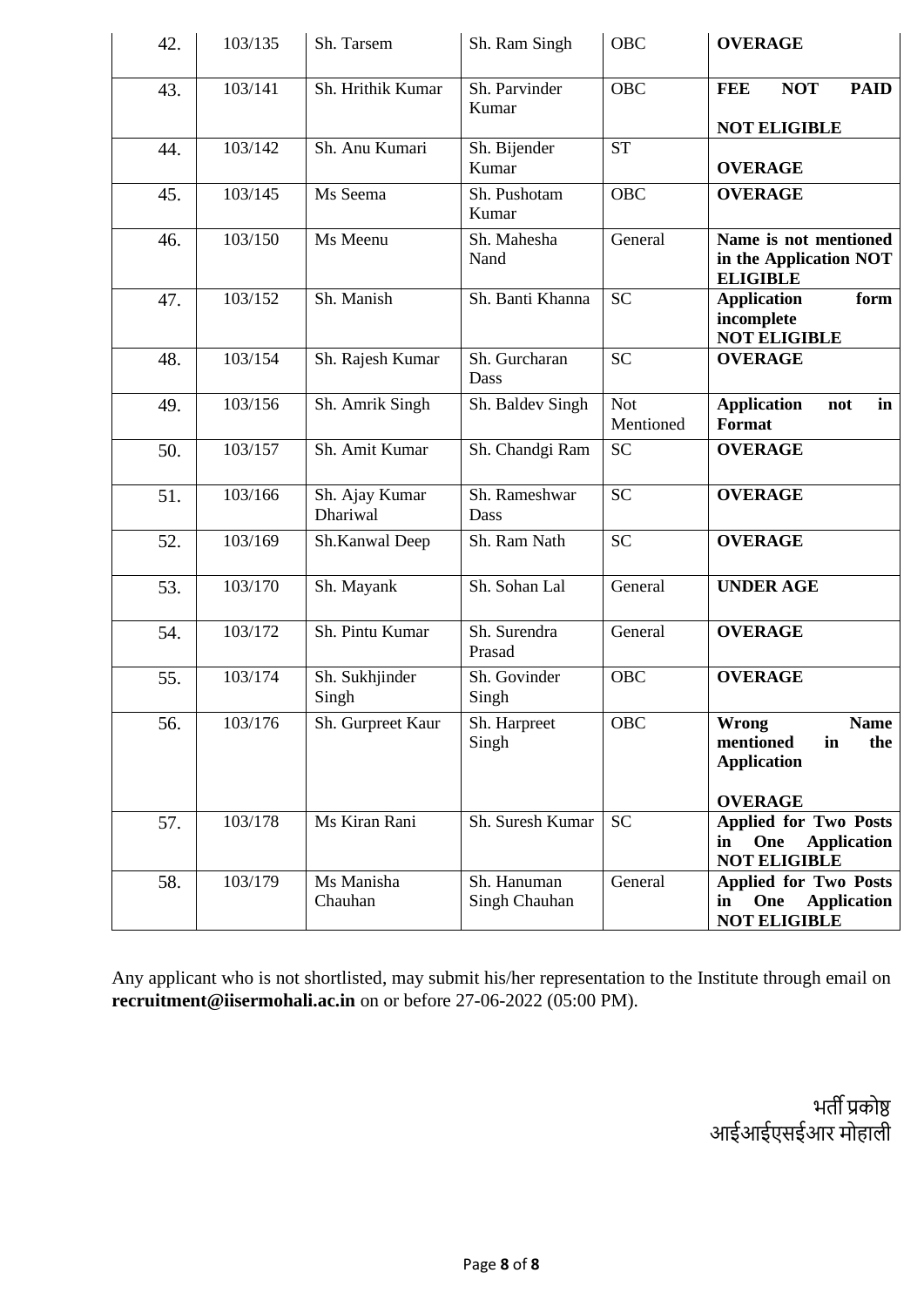| | | | | | |
|---|---|---|---|---|---|
| 42. | 103/135 | Sh. Tarsem | Sh. Ram Singh | OBC | **OVERAGE** |
| 43. | 103/141 | Sh. Hrithik Kumar | Sh. Parvinder Kumar | OBC | **FEE NOT PAID NOT ELIGIBLE** |
| 44. | 103/142 | Sh. Anu Kumari | Sh. Bijender Kumar | ST | **OVERAGE** |
| 45. | 103/145 | Ms Seema | Sh. Pushotam Kumar | OBC | **OVERAGE** |
| 46. | 103/150 | Ms Meenu | Sh. Mahesha Nand | General | **Name is not mentioned in the Application NOT ELIGIBLE** |
| 47. | 103/152 | Sh. Manish | Sh. Banti Khanna | SC | **Application form incomplete NOT ELIGIBLE** |
| 48. | 103/154 | Sh. Rajesh Kumar | Sh. Gurcharan Dass | SC | **OVERAGE** |
| 49. | 103/156 | Sh. Amrik Singh | Sh. Baldev Singh | Not Mentioned | **Application not in Format** |
| 50. | 103/157 | Sh. Amit Kumar | Sh. Chandgi Ram | SC | **OVERAGE** |
| 51. | 103/166 | Sh. Ajay Kumar Dhariwal | Sh. Rameshwar Dass | SC | **OVERAGE** |
| 52. | 103/169 | Sh.Kanwal Deep | Sh. Ram Nath | SC | **OVERAGE** |
| 53. | 103/170 | Sh. Mayank | Sh. Sohan Lal | General | **UNDER AGE** |
| 54. | 103/172 | Sh. Pintu Kumar | Sh. Surendra Prasad | General | **OVERAGE** |
| 55. | 103/174 | Sh. Sukhjinder Singh | Sh. Govinder Singh | OBC | **OVERAGE** |
| 56. | 103/176 | Sh. Gurpreet Kaur | Sh. Harpreet Singh | OBC | **Wrong Name mentioned in the Application OVERAGE** |
| 57. | 103/178 | Ms Kiran Rani | Sh. Suresh Kumar | SC | **Applied for Two Posts in One Application NOT ELIGIBLE** |
| 58. | 103/179 | Ms Manisha Chauhan | Sh. Hanuman Singh Chauhan | General | **Applied for Two Posts in One Application NOT ELIGIBLE** |

Any applicant who is not shortlisted, may submit his/her representation to the Institute through email on **recruitment@iisermohali.ac.in** on or before 27-06-2022 (05:00 PM).

भर्ती प्रकोष्ठ
आईआईएसईआर मोहाली